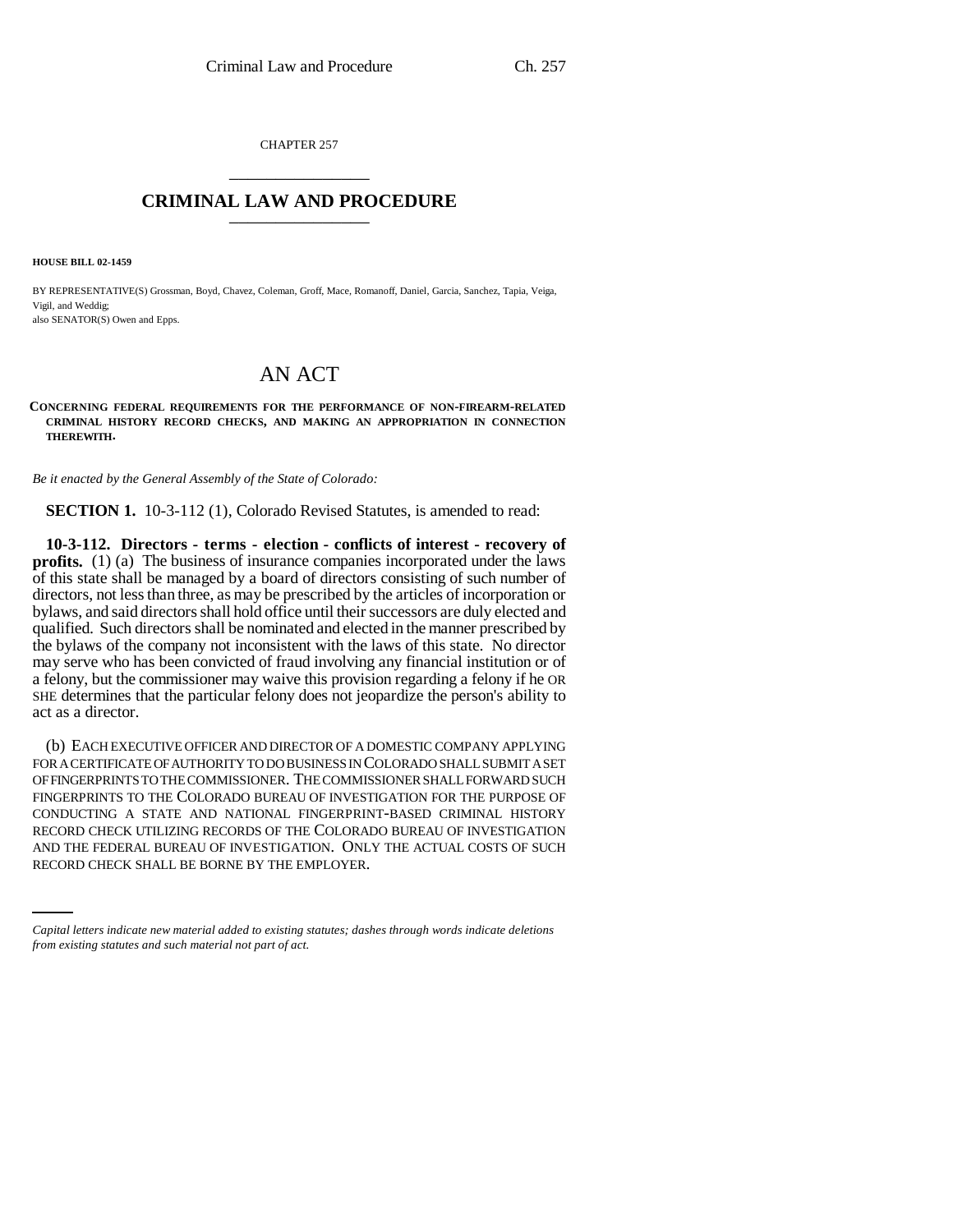CHAPTER 257

# CRIMINAL LAW AND PROCEDURE

**HOUSE BILL 02-1459**

BY REPRESENTATIVE(S) Grossman, Boyd, Chavez, Coleman, Groff, Mace, Romanoff, Daniel, Garcia, Sanchez, Tapia, Veiga, Vigil, and Weddig;
also SENATOR(S) Owen and Epps.

# AN ACT

**CONCERNING FEDERAL REQUIREMENTS FOR THE PERFORMANCE OF NON-FIREARM-RELATED CRIMINAL HISTORY RECORD CHECKS, AND MAKING AN APPROPRIATION IN CONNECTION THEREWITH.**

*Be it enacted by the General Assembly of the State of Colorado:*

**SECTION 1.** 10-3-112 (1), Colorado Revised Statutes, is amended to read:

**10-3-112. Directors - terms - election - conflicts of interest - recovery of profits.** (1) (a) The business of insurance companies incorporated under the laws of this state shall be managed by a board of directors consisting of such number of directors, not less than three, as may be prescribed by the articles of incorporation or bylaws, and said directors shall hold office until their successors are duly elected and qualified. Such directors shall be nominated and elected in the manner prescribed by the bylaws of the company not inconsistent with the laws of this state. No director may serve who has been convicted of fraud involving any financial institution or of a felony, but the commissioner may waive this provision regarding a felony if he OR SHE determines that the particular felony does not jeopardize the person's ability to act as a director.

(b) EACH EXECUTIVE OFFICER AND DIRECTOR OF A DOMESTIC COMPANY APPLYING FOR A CERTIFICATE OF AUTHORITY TO DO BUSINESS IN COLORADO SHALL SUBMIT A SET OF FINGERPRINTS TO THE COMMISSIONER. THE COMMISSIONER SHALL FORWARD SUCH FINGERPRINTS TO THE COLORADO BUREAU OF INVESTIGATION FOR THE PURPOSE OF CONDUCTING A STATE AND NATIONAL FINGERPRINT-BASED CRIMINAL HISTORY RECORD CHECK UTILIZING RECORDS OF THE COLORADO BUREAU OF INVESTIGATION AND THE FEDERAL BUREAU OF INVESTIGATION. ONLY THE ACTUAL COSTS OF SUCH RECORD CHECK SHALL BE BORNE BY THE EMPLOYER.

*Capital letters indicate new material added to existing statutes; dashes through words indicate deletions from existing statutes and such material not part of act.*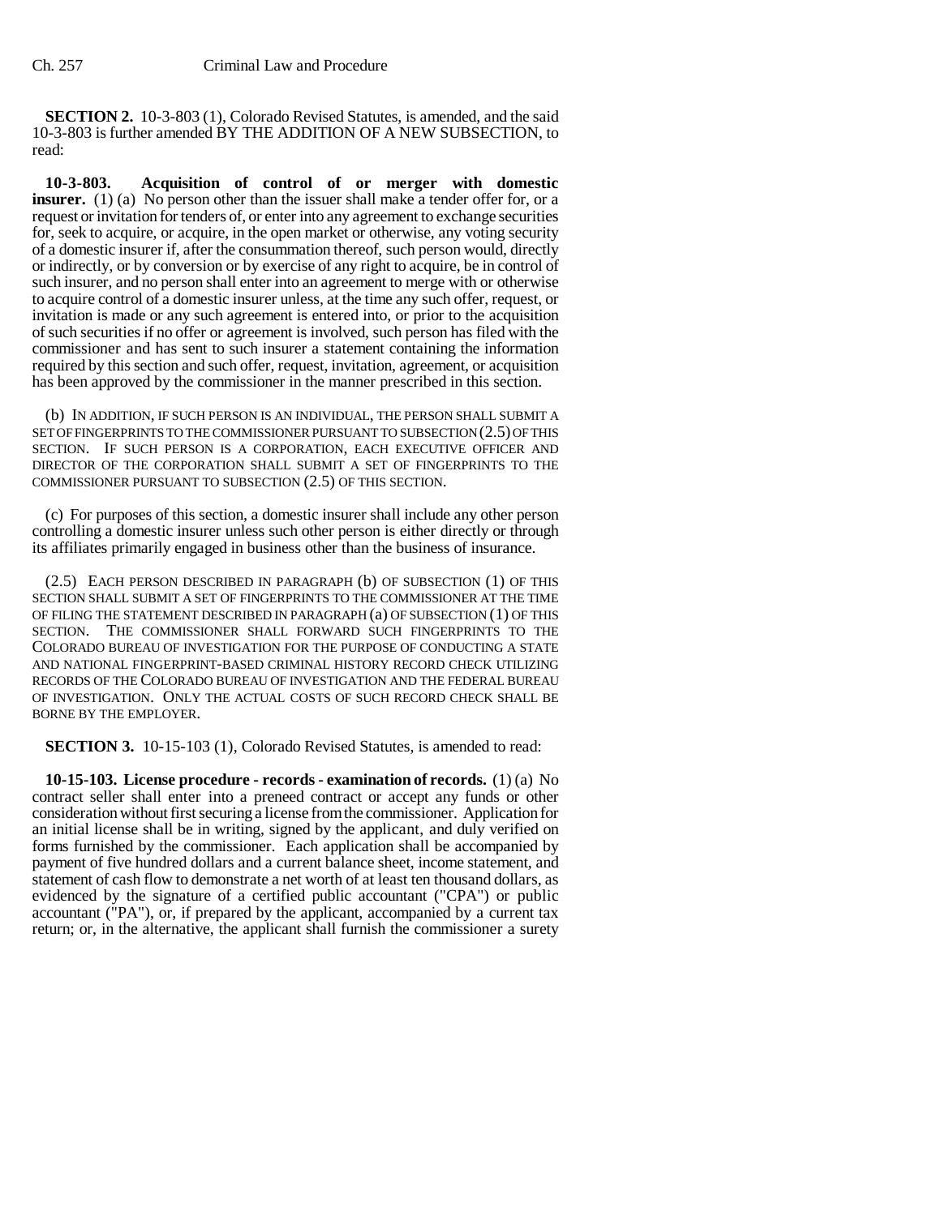**SECTION 2.** 10-3-803 (1), Colorado Revised Statutes, is amended, and the said 10-3-803 is further amended BY THE ADDITION OF A NEW SUBSECTION, to read:

**10-3-803. Acquisition of control of or merger with domestic insurer.** (1) (a) No person other than the issuer shall make a tender offer for, or a request or invitation for tenders of, or enter into any agreement to exchange securities for, seek to acquire, or acquire, in the open market or otherwise, any voting security of a domestic insurer if, after the consummation thereof, such person would, directly or indirectly, or by conversion or by exercise of any right to acquire, be in control of such insurer, and no person shall enter into an agreement to merge with or otherwise to acquire control of a domestic insurer unless, at the time any such offer, request, or invitation is made or any such agreement is entered into, or prior to the acquisition of such securities if no offer or agreement is involved, such person has filed with the commissioner and has sent to such insurer a statement containing the information required by this section and such offer, request, invitation, agreement, or acquisition has been approved by the commissioner in the manner prescribed in this section.

(b) IN ADDITION, IF SUCH PERSON IS AN INDIVIDUAL, THE PERSON SHALL SUBMIT A SET OF FINGERPRINTS TO THE COMMISSIONER PURSUANT TO SUBSECTION (2.5) OF THIS SECTION. IF SUCH PERSON IS A CORPORATION, EACH EXECUTIVE OFFICER AND DIRECTOR OF THE CORPORATION SHALL SUBMIT A SET OF FINGERPRINTS TO THE COMMISSIONER PURSUANT TO SUBSECTION (2.5) OF THIS SECTION.

(c) For purposes of this section, a domestic insurer shall include any other person controlling a domestic insurer unless such other person is either directly or through its affiliates primarily engaged in business other than the business of insurance.

(2.5) EACH PERSON DESCRIBED IN PARAGRAPH (b) OF SUBSECTION (1) OF THIS SECTION SHALL SUBMIT A SET OF FINGERPRINTS TO THE COMMISSIONER AT THE TIME OF FILING THE STATEMENT DESCRIBED IN PARAGRAPH (a) OF SUBSECTION (1) OF THIS SECTION. THE COMMISSIONER SHALL FORWARD SUCH FINGERPRINTS TO THE COLORADO BUREAU OF INVESTIGATION FOR THE PURPOSE OF CONDUCTING A STATE AND NATIONAL FINGERPRINT-BASED CRIMINAL HISTORY RECORD CHECK UTILIZING RECORDS OF THE COLORADO BUREAU OF INVESTIGATION AND THE FEDERAL BUREAU OF INVESTIGATION. ONLY THE ACTUAL COSTS OF SUCH RECORD CHECK SHALL BE BORNE BY THE EMPLOYER.

**SECTION 3.** 10-15-103 (1), Colorado Revised Statutes, is amended to read:

**10-15-103. License procedure - records - examination of records.** (1) (a) No contract seller shall enter into a preneed contract or accept any funds or other consideration without first securing a license from the commissioner. Application for an initial license shall be in writing, signed by the applicant, and duly verified on forms furnished by the commissioner. Each application shall be accompanied by payment of five hundred dollars and a current balance sheet, income statement, and statement of cash flow to demonstrate a net worth of at least ten thousand dollars, as evidenced by the signature of a certified public accountant ("CPA") or public accountant ("PA"), or, if prepared by the applicant, accompanied by a current tax return; or, in the alternative, the applicant shall furnish the commissioner a surety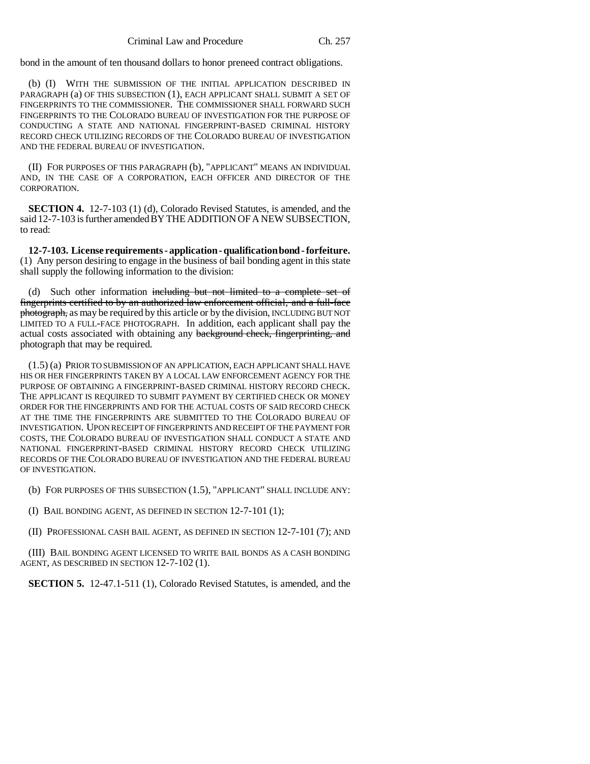bond in the amount of ten thousand dollars to honor preneed contract obligations.

(b) (I) WITH THE SUBMISSION OF THE INITIAL APPLICATION DESCRIBED IN PARAGRAPH (a) OF THIS SUBSECTION (1), EACH APPLICANT SHALL SUBMIT A SET OF FINGERPRINTS TO THE COMMISSIONER. THE COMMISSIONER SHALL FORWARD SUCH FINGERPRINTS TO THE COLORADO BUREAU OF INVESTIGATION FOR THE PURPOSE OF CONDUCTING A STATE AND NATIONAL FINGERPRINT-BASED CRIMINAL HISTORY RECORD CHECK UTILIZING RECORDS OF THE COLORADO BUREAU OF INVESTIGATION AND THE FEDERAL BUREAU OF INVESTIGATION.

(II) FOR PURPOSES OF THIS PARAGRAPH (b), "APPLICANT" MEANS AN INDIVIDUAL AND, IN THE CASE OF A CORPORATION, EACH OFFICER AND DIRECTOR OF THE CORPORATION.

**SECTION 4.** 12-7-103 (1) (d), Colorado Revised Statutes, is amended, and the said 12-7-103 is further amended BY THE ADDITION OF A NEW SUBSECTION, to read:

**12-7-103. License requirements - application - qualification bond - forfeiture.** (1) Any person desiring to engage in the business of bail bonding agent in this state shall supply the following information to the division:

(d) Such other information ~~including but not limited to a complete set of fingerprints certified to by an authorized law enforcement official, and a full-face photograph,~~ as may be required by this article or by the division, INCLUDING BUT NOT LIMITED TO A FULL-FACE PHOTOGRAPH. In addition, each applicant shall pay the actual costs associated with obtaining any ~~background check, fingerprinting, and~~ photograph that may be required.

(1.5) (a) PRIOR TO SUBMISSION OF AN APPLICATION, EACH APPLICANT SHALL HAVE HIS OR HER FINGERPRINTS TAKEN BY A LOCAL LAW ENFORCEMENT AGENCY FOR THE PURPOSE OF OBTAINING A FINGERPRINT-BASED CRIMINAL HISTORY RECORD CHECK. THE APPLICANT IS REQUIRED TO SUBMIT PAYMENT BY CERTIFIED CHECK OR MONEY ORDER FOR THE FINGERPRINTS AND FOR THE ACTUAL COSTS OF SAID RECORD CHECK AT THE TIME THE FINGERPRINTS ARE SUBMITTED TO THE COLORADO BUREAU OF INVESTIGATION. UPON RECEIPT OF FINGERPRINTS AND RECEIPT OF THE PAYMENT FOR COSTS, THE COLORADO BUREAU OF INVESTIGATION SHALL CONDUCT A STATE AND NATIONAL FINGERPRINT-BASED CRIMINAL HISTORY RECORD CHECK UTILIZING RECORDS OF THE COLORADO BUREAU OF INVESTIGATION AND THE FEDERAL BUREAU OF INVESTIGATION.

(b) FOR PURPOSES OF THIS SUBSECTION (1.5), "APPLICANT" SHALL INCLUDE ANY:

(I) BAIL BONDING AGENT, AS DEFINED IN SECTION 12-7-101 (1);

(II) PROFESSIONAL CASH BAIL AGENT, AS DEFINED IN SECTION 12-7-101 (7); AND

(III) BAIL BONDING AGENT LICENSED TO WRITE BAIL BONDS AS A CASH BONDING AGENT, AS DESCRIBED IN SECTION 12-7-102 (1).

**SECTION 5.** 12-47.1-511 (1), Colorado Revised Statutes, is amended, and the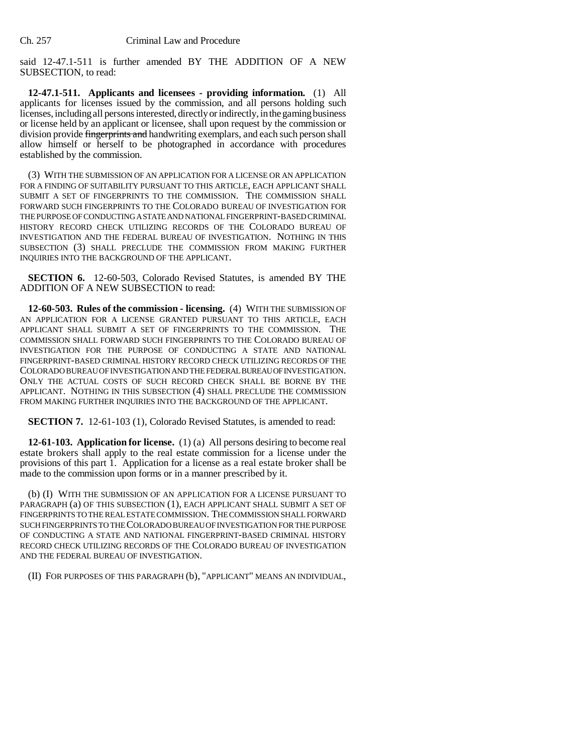said 12-47.1-511 is further amended BY THE ADDITION OF A NEW SUBSECTION, to read:

**12-47.1-511. Applicants and licensees - providing information.** (1) All applicants for licenses issued by the commission, and all persons holding such licenses, including all persons interested, directly or indirectly, in the gaming business or license held by an applicant or licensee, shall upon request by the commission or division provide ~~fingerprints and~~ handwriting exemplars, and each such person shall allow himself or herself to be photographed in accordance with procedures established by the commission.

(3) WITH THE SUBMISSION OF AN APPLICATION FOR A LICENSE OR AN APPLICATION FOR A FINDING OF SUITABILITY PURSUANT TO THIS ARTICLE, EACH APPLICANT SHALL SUBMIT A SET OF FINGERPRINTS TO THE COMMISSION. THE COMMISSION SHALL FORWARD SUCH FINGERPRINTS TO THE COLORADO BUREAU OF INVESTIGATION FOR THE PURPOSE OF CONDUCTING A STATE AND NATIONAL FINGERPRINT-BASED CRIMINAL HISTORY RECORD CHECK UTILIZING RECORDS OF THE COLORADO BUREAU OF INVESTIGATION AND THE FEDERAL BUREAU OF INVESTIGATION. NOTHING IN THIS SUBSECTION (3) SHALL PRECLUDE THE COMMISSION FROM MAKING FURTHER INQUIRIES INTO THE BACKGROUND OF THE APPLICANT.

**SECTION 6.** 12-60-503, Colorado Revised Statutes, is amended BY THE ADDITION OF A NEW SUBSECTION to read:

**12-60-503. Rules of the commission - licensing.** (4) WITH THE SUBMISSION OF AN APPLICATION FOR A LICENSE GRANTED PURSUANT TO THIS ARTICLE, EACH APPLICANT SHALL SUBMIT A SET OF FINGERPRINTS TO THE COMMISSION. THE COMMISSION SHALL FORWARD SUCH FINGERPRINTS TO THE COLORADO BUREAU OF INVESTIGATION FOR THE PURPOSE OF CONDUCTING A STATE AND NATIONAL FINGERPRINT-BASED CRIMINAL HISTORY RECORD CHECK UTILIZING RECORDS OF THE COLORADO BUREAU OF INVESTIGATION AND THE FEDERAL BUREAU OF INVESTIGATION. ONLY THE ACTUAL COSTS OF SUCH RECORD CHECK SHALL BE BORNE BY THE APPLICANT. NOTHING IN THIS SUBSECTION (4) SHALL PRECLUDE THE COMMISSION FROM MAKING FURTHER INQUIRIES INTO THE BACKGROUND OF THE APPLICANT.

**SECTION 7.** 12-61-103 (1), Colorado Revised Statutes, is amended to read:

**12-61-103. Application for license.** (1) (a) All persons desiring to become real estate brokers shall apply to the real estate commission for a license under the provisions of this part 1. Application for a license as a real estate broker shall be made to the commission upon forms or in a manner prescribed by it.

(b) (I) WITH THE SUBMISSION OF AN APPLICATION FOR A LICENSE PURSUANT TO PARAGRAPH (a) OF THIS SUBSECTION (1), EACH APPLICANT SHALL SUBMIT A SET OF FINGERPRINTS TO THE REAL ESTATE COMMISSION. THE COMMISSION SHALL FORWARD SUCH FINGERPRINTS TO THE COLORADO BUREAU OF INVESTIGATION FOR THE PURPOSE OF CONDUCTING A STATE AND NATIONAL FINGERPRINT-BASED CRIMINAL HISTORY RECORD CHECK UTILIZING RECORDS OF THE COLORADO BUREAU OF INVESTIGATION AND THE FEDERAL BUREAU OF INVESTIGATION.

(II) FOR PURPOSES OF THIS PARAGRAPH (b), "APPLICANT" MEANS AN INDIVIDUAL,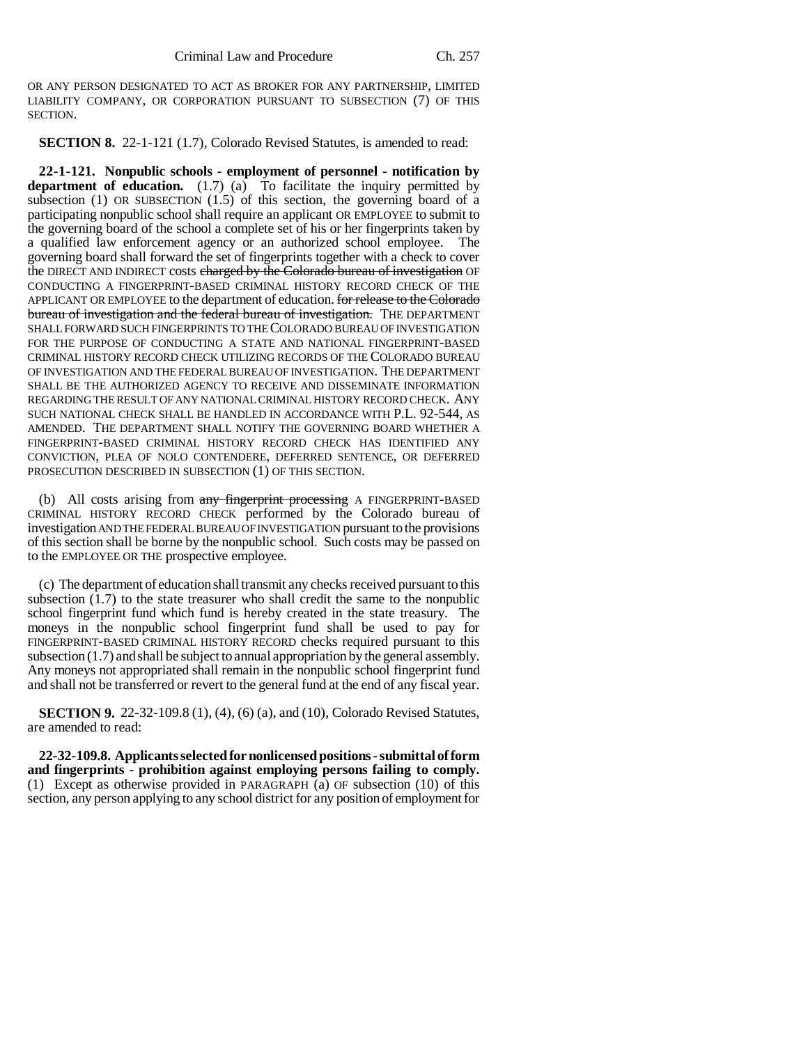OR ANY PERSON DESIGNATED TO ACT AS BROKER FOR ANY PARTNERSHIP, LIMITED LIABILITY COMPANY, OR CORPORATION PURSUANT TO SUBSECTION (7) OF THIS SECTION.

**SECTION 8.** 22-1-121 (1.7), Colorado Revised Statutes, is amended to read:

**22-1-121. Nonpublic schools - employment of personnel - notification by department of education.** (1.7) (a) To facilitate the inquiry permitted by subsection (1) OR SUBSECTION (1.5) of this section, the governing board of a participating nonpublic school shall require an applicant OR EMPLOYEE to submit to the governing board of the school a complete set of his or her fingerprints taken by a qualified law enforcement agency or an authorized school employee. The governing board shall forward the set of fingerprints together with a check to cover the DIRECT AND INDIRECT costs ~~charged by the Colorado bureau of investigation~~ OF CONDUCTING A FINGERPRINT-BASED CRIMINAL HISTORY RECORD CHECK OF THE APPLICANT OR EMPLOYEE to the department of education. ~~for release to the Colorado bureau of investigation and the federal bureau of investigation.~~ THE DEPARTMENT SHALL FORWARD SUCH FINGERPRINTS TO THE COLORADO BUREAU OF INVESTIGATION FOR THE PURPOSE OF CONDUCTING A STATE AND NATIONAL FINGERPRINT-BASED CRIMINAL HISTORY RECORD CHECK UTILIZING RECORDS OF THE COLORADO BUREAU OF INVESTIGATION AND THE FEDERAL BUREAU OF INVESTIGATION. THE DEPARTMENT SHALL BE THE AUTHORIZED AGENCY TO RECEIVE AND DISSEMINATE INFORMATION REGARDING THE RESULT OF ANY NATIONAL CRIMINAL HISTORY RECORD CHECK. ANY SUCH NATIONAL CHECK SHALL BE HANDLED IN ACCORDANCE WITH P.L. 92-544, AS AMENDED. THE DEPARTMENT SHALL NOTIFY THE GOVERNING BOARD WHETHER A FINGERPRINT-BASED CRIMINAL HISTORY RECORD CHECK HAS IDENTIFIED ANY CONVICTION, PLEA OF NOLO CONTENDERE, DEFERRED SENTENCE, OR DEFERRED PROSECUTION DESCRIBED IN SUBSECTION (1) OF THIS SECTION.

(b) All costs arising from ~~any fingerprint processing~~ A FINGERPRINT-BASED CRIMINAL HISTORY RECORD CHECK performed by the Colorado bureau of investigation AND THE FEDERAL BUREAU OF INVESTIGATION pursuant to the provisions of this section shall be borne by the nonpublic school. Such costs may be passed on to the EMPLOYEE OR THE prospective employee.

(c) The department of education shall transmit any checks received pursuant to this subsection (1.7) to the state treasurer who shall credit the same to the nonpublic school fingerprint fund which fund is hereby created in the state treasury. The moneys in the nonpublic school fingerprint fund shall be used to pay for FINGERPRINT-BASED CRIMINAL HISTORY RECORD checks required pursuant to this subsection (1.7) and shall be subject to annual appropriation by the general assembly. Any moneys not appropriated shall remain in the nonpublic school fingerprint fund and shall not be transferred or revert to the general fund at the end of any fiscal year.

**SECTION 9.** 22-32-109.8 (1), (4), (6) (a), and (10), Colorado Revised Statutes, are amended to read:

**22-32-109.8. Applicants selected for nonlicensed positions - submittal of form and fingerprints - prohibition against employing persons failing to comply.** (1) Except as otherwise provided in PARAGRAPH (a) OF subsection (10) of this section, any person applying to any school district for any position of employment for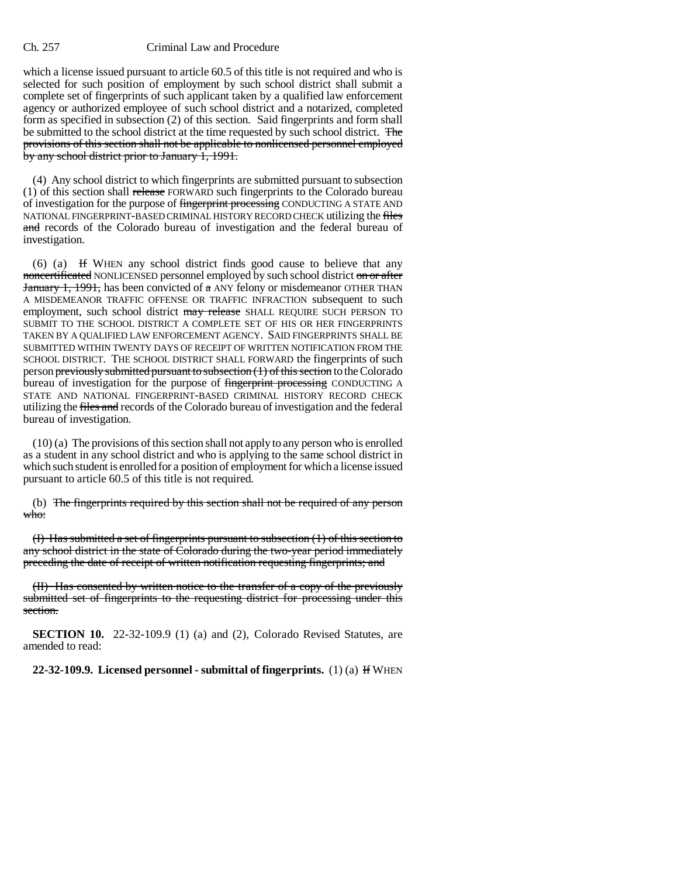which a license issued pursuant to article 60.5 of this title is not required and who is selected for such position of employment by such school district shall submit a complete set of fingerprints of such applicant taken by a qualified law enforcement agency or authorized employee of such school district and a notarized, completed form as specified in subsection (2) of this section. Said fingerprints and form shall be submitted to the school district at the time requested by such school district. ~~The provisions of this section shall not be applicable to nonlicensed personnel employed by any school district prior to January 1, 1991.~~

(4) Any school district to which fingerprints are submitted pursuant to subsection (1) of this section shall ~~release~~ FORWARD such fingerprints to the Colorado bureau of investigation for the purpose of ~~fingerprint processing~~ CONDUCTING A STATE AND NATIONAL FINGERPRINT-BASED CRIMINAL HISTORY RECORD CHECK utilizing the ~~files and~~ records of the Colorado bureau of investigation and the federal bureau of investigation.

(6) (a) ~~If~~ WHEN any school district finds good cause to believe that any ~~noncertificated~~ NONLICENSED personnel employed by such school district ~~on or after January 1, 1991,~~ has been convicted of ~~a~~ ANY felony or misdemeanor OTHER THAN A MISDEMEANOR TRAFFIC OFFENSE OR TRAFFIC INFRACTION subsequent to such employment, such school district ~~may release~~ SHALL REQUIRE SUCH PERSON TO SUBMIT TO THE SCHOOL DISTRICT A COMPLETE SET OF HIS OR HER FINGERPRINTS TAKEN BY A QUALIFIED LAW ENFORCEMENT AGENCY. SAID FINGERPRINTS SHALL BE SUBMITTED WITHIN TWENTY DAYS OF RECEIPT OF WRITTEN NOTIFICATION FROM THE SCHOOL DISTRICT. THE SCHOOL DISTRICT SHALL FORWARD the fingerprints of such person ~~previously submitted pursuant to subsection (1) of this section~~ to the Colorado bureau of investigation for the purpose of ~~fingerprint processing~~ CONDUCTING A STATE AND NATIONAL FINGERPRINT-BASED CRIMINAL HISTORY RECORD CHECK utilizing the ~~files and~~ records of the Colorado bureau of investigation and the federal bureau of investigation.

(10) (a) The provisions of this section shall not apply to any person who is enrolled as a student in any school district and who is applying to the same school district in which such student is enrolled for a position of employment for which a license issued pursuant to article 60.5 of this title is not required.

(b) ~~The fingerprints required by this section shall not be required of any person who:~~

~~(I) Has submitted a set of fingerprints pursuant to subsection (1) of this section to any school district in the state of Colorado during the two-year period immediately preceding the date of receipt of written notification requesting fingerprints; and~~

~~(II) Has consented by written notice to the transfer of a copy of the previously submitted set of fingerprints to the requesting district for processing under this section.~~

**SECTION 10.** 22-32-109.9 (1) (a) and (2), Colorado Revised Statutes, are amended to read:

**22-32-109.9. Licensed personnel - submittal of fingerprints.** (1) (a) ~~If~~ WHEN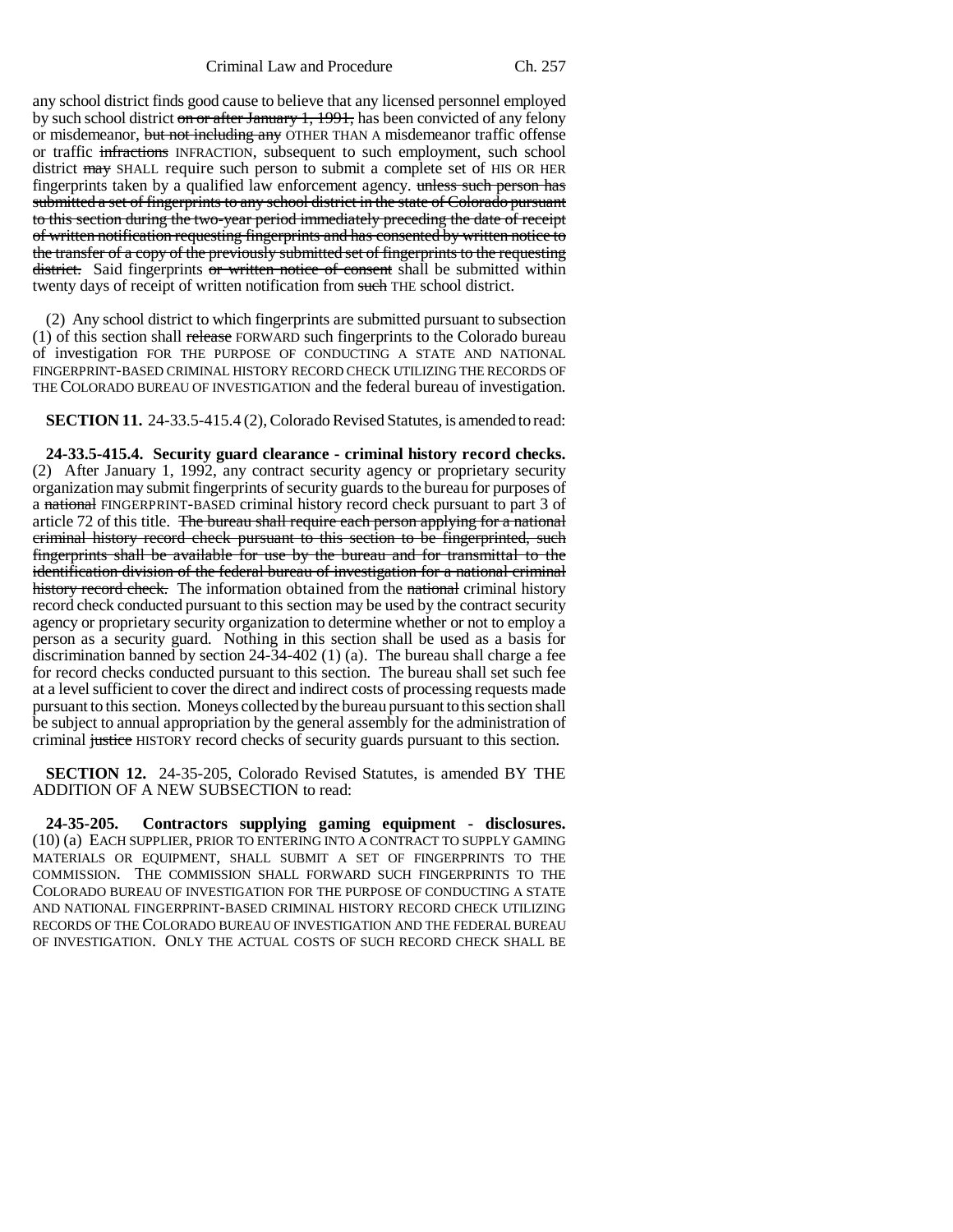any school district finds good cause to believe that any licensed personnel employed by such school district on or after January 1, 1991, has been convicted of any felony or misdemeanor, but not including any OTHER THAN A misdemeanor traffic offense or traffic infractions INFRACTION, subsequent to such employment, such school district may SHALL require such person to submit a complete set of HIS OR HER fingerprints taken by a qualified law enforcement agency. unless such person has submitted a set of fingerprints to any school district in the state of Colorado pursuant to this section during the two-year period immediately preceding the date of receipt of written notification requesting fingerprints and has consented by written notice to the transfer of a copy of the previously submitted set of fingerprints to the requesting district. Said fingerprints or written notice of consent shall be submitted within twenty days of receipt of written notification from such THE school district.

(2) Any school district to which fingerprints are submitted pursuant to subsection (1) of this section shall release FORWARD such fingerprints to the Colorado bureau of investigation FOR THE PURPOSE OF CONDUCTING A STATE AND NATIONAL FINGERPRINT-BASED CRIMINAL HISTORY RECORD CHECK UTILIZING THE RECORDS OF THE COLORADO BUREAU OF INVESTIGATION and the federal bureau of investigation.

**SECTION 11.** 24-33.5-415.4 (2), Colorado Revised Statutes, is amended to read:

**24-33.5-415.4. Security guard clearance - criminal history record checks.** (2) After January 1, 1992, any contract security agency or proprietary security organization may submit fingerprints of security guards to the bureau for purposes of a national FINGERPRINT-BASED criminal history record check pursuant to part 3 of article 72 of this title. The bureau shall require each person applying for a national criminal history record check pursuant to this section to be fingerprinted, such fingerprints shall be available for use by the bureau and for transmittal to the identification division of the federal bureau of investigation for a national criminal history record check. The information obtained from the national criminal history record check conducted pursuant to this section may be used by the contract security agency or proprietary security organization to determine whether or not to employ a person as a security guard. Nothing in this section shall be used as a basis for discrimination banned by section 24-34-402 (1) (a). The bureau shall charge a fee for record checks conducted pursuant to this section. The bureau shall set such fee at a level sufficient to cover the direct and indirect costs of processing requests made pursuant to this section. Moneys collected by the bureau pursuant to this section shall be subject to annual appropriation by the general assembly for the administration of criminal justice HISTORY record checks of security guards pursuant to this section.

**SECTION 12.** 24-35-205, Colorado Revised Statutes, is amended BY THE ADDITION OF A NEW SUBSECTION to read:

**24-35-205. Contractors supplying gaming equipment - disclosures.** (10) (a) EACH SUPPLIER, PRIOR TO ENTERING INTO A CONTRACT TO SUPPLY GAMING MATERIALS OR EQUIPMENT, SHALL SUBMIT A SET OF FINGERPRINTS TO THE COMMISSION. THE COMMISSION SHALL FORWARD SUCH FINGERPRINTS TO THE COLORADO BUREAU OF INVESTIGATION FOR THE PURPOSE OF CONDUCTING A STATE AND NATIONAL FINGERPRINT-BASED CRIMINAL HISTORY RECORD CHECK UTILIZING RECORDS OF THE COLORADO BUREAU OF INVESTIGATION AND THE FEDERAL BUREAU OF INVESTIGATION. ONLY THE ACTUAL COSTS OF SUCH RECORD CHECK SHALL BE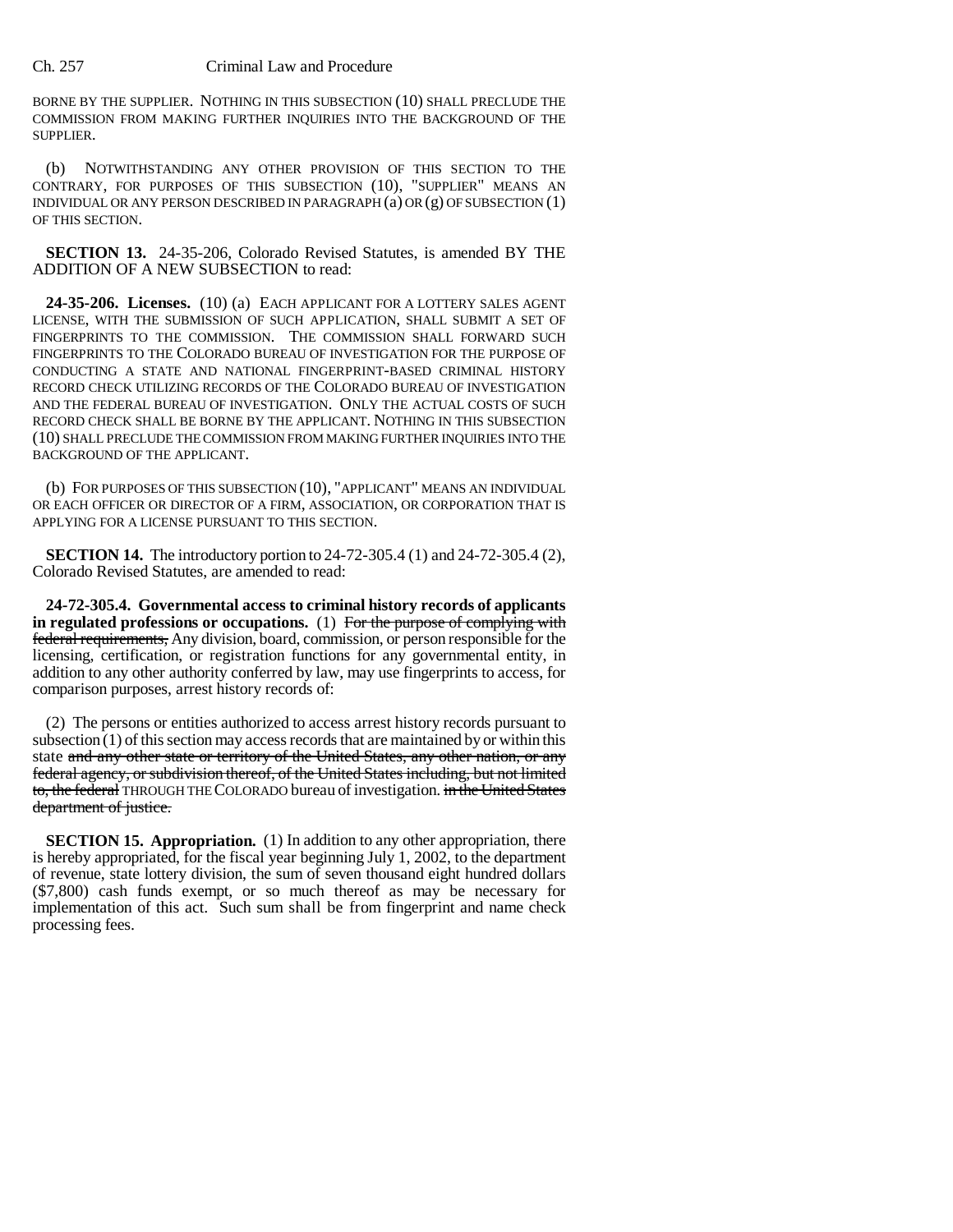BORNE BY THE SUPPLIER. NOTHING IN THIS SUBSECTION (10) SHALL PRECLUDE THE COMMISSION FROM MAKING FURTHER INQUIRIES INTO THE BACKGROUND OF THE SUPPLIER.

(b) NOTWITHSTANDING ANY OTHER PROVISION OF THIS SECTION TO THE CONTRARY, FOR PURPOSES OF THIS SUBSECTION (10), "SUPPLIER" MEANS AN INDIVIDUAL OR ANY PERSON DESCRIBED IN PARAGRAPH (a) OR (g) OF SUBSECTION (1) OF THIS SECTION.

**SECTION 13.** 24-35-206, Colorado Revised Statutes, is amended BY THE ADDITION OF A NEW SUBSECTION to read:

**24-35-206. Licenses.** (10) (a) EACH APPLICANT FOR A LOTTERY SALES AGENT LICENSE, WITH THE SUBMISSION OF SUCH APPLICATION, SHALL SUBMIT A SET OF FINGERPRINTS TO THE COMMISSION. THE COMMISSION SHALL FORWARD SUCH FINGERPRINTS TO THE COLORADO BUREAU OF INVESTIGATION FOR THE PURPOSE OF CONDUCTING A STATE AND NATIONAL FINGERPRINT-BASED CRIMINAL HISTORY RECORD CHECK UTILIZING RECORDS OF THE COLORADO BUREAU OF INVESTIGATION AND THE FEDERAL BUREAU OF INVESTIGATION. ONLY THE ACTUAL COSTS OF SUCH RECORD CHECK SHALL BE BORNE BY THE APPLICANT. NOTHING IN THIS SUBSECTION (10) SHALL PRECLUDE THE COMMISSION FROM MAKING FURTHER INQUIRIES INTO THE BACKGROUND OF THE APPLICANT.

(b) FOR PURPOSES OF THIS SUBSECTION (10), "APPLICANT" MEANS AN INDIVIDUAL OR EACH OFFICER OR DIRECTOR OF A FIRM, ASSOCIATION, OR CORPORATION THAT IS APPLYING FOR A LICENSE PURSUANT TO THIS SECTION.

**SECTION 14.** The introductory portion to 24-72-305.4 (1) and 24-72-305.4 (2), Colorado Revised Statutes, are amended to read:

**24-72-305.4. Governmental access to criminal history records of applicants in regulated professions or occupations.** (1) ~~For the purpose of complying with federal requirements,~~ Any division, board, commission, or person responsible for the licensing, certification, or registration functions for any governmental entity, in addition to any other authority conferred by law, may use fingerprints to access, for comparison purposes, arrest history records of:

(2) The persons or entities authorized to access arrest history records pursuant to subsection (1) of this section may access records that are maintained by or within this state ~~and any other state or territory of the United States, any other nation, or any federal agency, or subdivision thereof, of the United States including, but not limited to, the federal~~ THROUGH THE COLORADO bureau of investigation. ~~in the United States department of justice.~~

**SECTION 15. Appropriation.** (1) In addition to any other appropriation, there is hereby appropriated, for the fiscal year beginning July 1, 2002, to the department of revenue, state lottery division, the sum of seven thousand eight hundred dollars ($7,800) cash funds exempt, or so much thereof as may be necessary for implementation of this act. Such sum shall be from fingerprint and name check processing fees.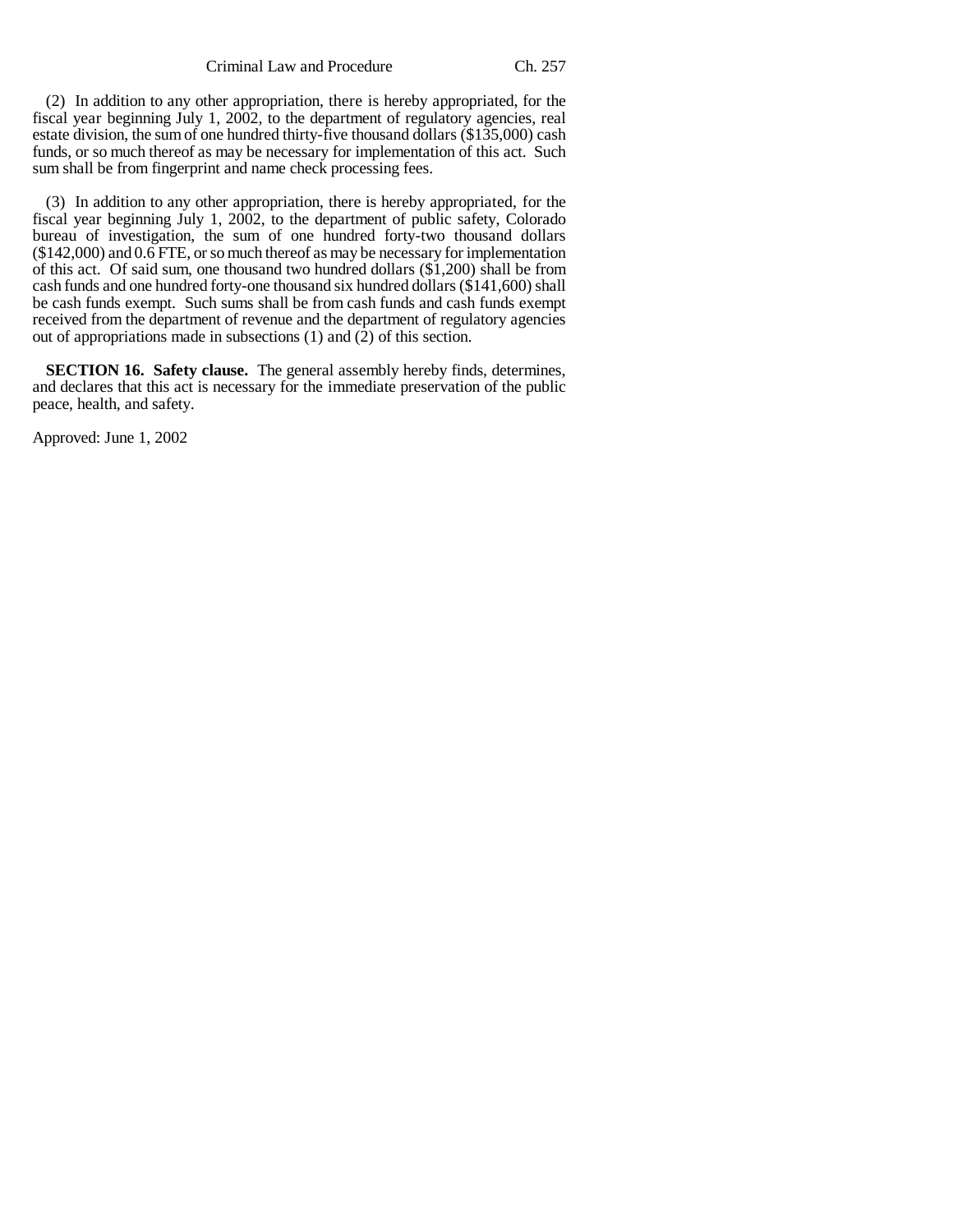(2) In addition to any other appropriation, there is hereby appropriated, for the fiscal year beginning July 1, 2002, to the department of regulatory agencies, real estate division, the sum of one hundred thirty-five thousand dollars ($135,000) cash funds, or so much thereof as may be necessary for implementation of this act. Such sum shall be from fingerprint and name check processing fees.

(3) In addition to any other appropriation, there is hereby appropriated, for the fiscal year beginning July 1, 2002, to the department of public safety, Colorado bureau of investigation, the sum of one hundred forty-two thousand dollars ($142,000) and 0.6 FTE, or so much thereof as may be necessary for implementation of this act. Of said sum, one thousand two hundred dollars ($1,200) shall be from cash funds and one hundred forty-one thousand six hundred dollars ($141,600) shall be cash funds exempt. Such sums shall be from cash funds and cash funds exempt received from the department of revenue and the department of regulatory agencies out of appropriations made in subsections (1) and (2) of this section.

**SECTION 16. Safety clause.** The general assembly hereby finds, determines, and declares that this act is necessary for the immediate preservation of the public peace, health, and safety.

Approved: June 1, 2002